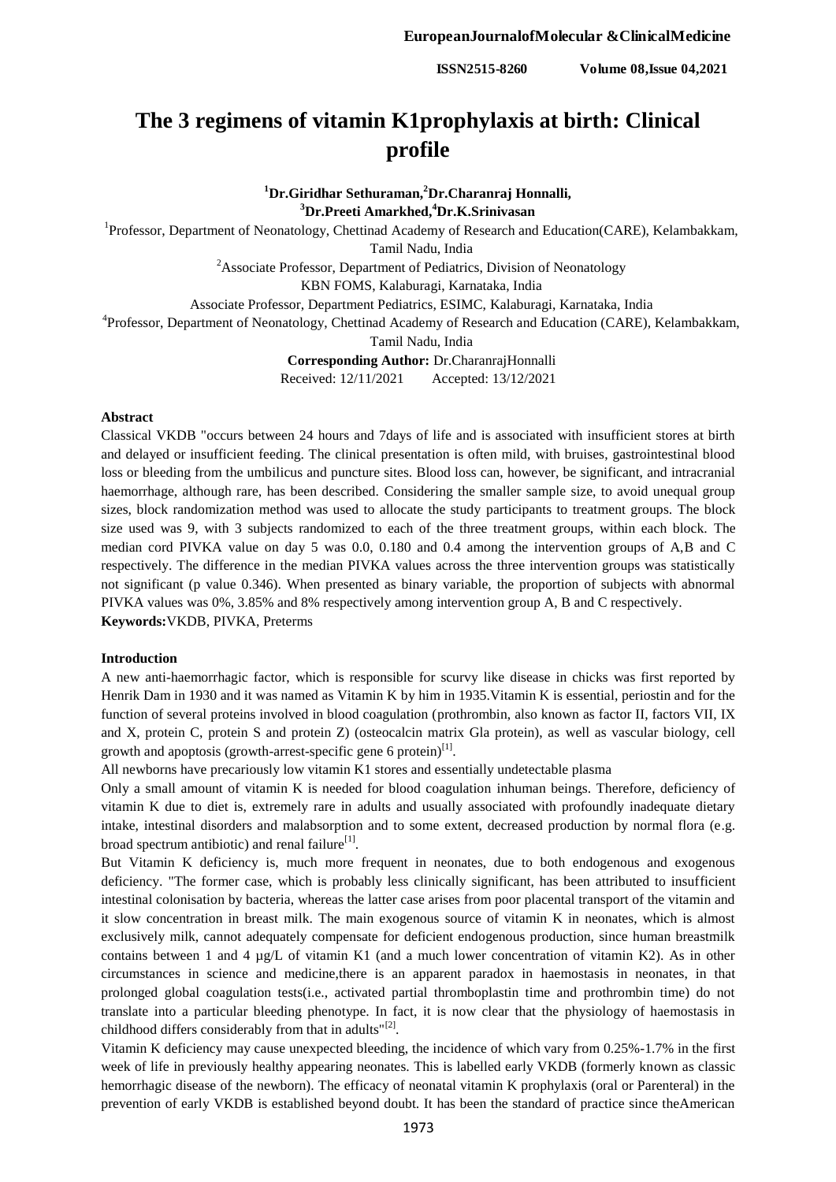# The 3 regimens of vitamin K1prophylaxis at birth: Clinical profile

**[1]Dr.Giridhar Sethuraman,[2]Dr.Charanraj Honnalli, [3]Dr.Preeti Amarkhed,[4]Dr.K.Srinivasan**

[1]Professor, Department of Neonatology, Chettinad Academy of Research and Education(CARE), Kelambakkam, Tamil Nadu, India

[2]Associate Professor, Department of Pediatrics, Division of Neonatology KBN FOMS, Kalaburagi, Karnataka, India

Associate Professor, Department Pediatrics, ESIMC, Kalaburagi, Karnataka, India

[4]Professor, Department of Neonatology, Chettinad Academy of Research and Education (CARE), Kelambakkam, Tamil Nadu, India

**Corresponding Author:** Dr.CharanrajHonnalli

Received: 12/11/2021 Accepted: 13/12/2021

### Abstract

Classical VKDB "occurs between 24 hours and 7days of life and is associated with insufficient stores at birth and delayed or insufficient feeding. The clinical presentation is often mild, with bruises, gastrointestinal blood loss or bleeding from the umbilicus and puncture sites. Blood loss can, however, be significant, and intracranial haemorrhage, although rare, has been described. Considering the smaller sample size, to avoid unequal group sizes, block randomization method was used to allocate the study participants to treatment groups. The block size used was 9, with 3 subjects randomized to each of the three treatment groups, within each block. The median cord PIVKA value on day 5 was 0.0, 0.180 and 0.4 among the intervention groups of A,B and C respectively. The difference in the median PIVKA values across the three intervention groups was statistically not significant (p value 0.346). When presented as binary variable, the proportion of subjects with abnormal PIVKA values was 0%, 3.85% and 8% respectively among intervention group A, B and C respectively.

**Keywords:**VKDB, PIVKA, Preterms

### Introduction

A new anti-haemorrhagic factor, which is responsible for scurvy like disease in chicks was first reported by Henrik Dam in 1930 and it was named as Vitamin K by him in 1935.Vitamin K is essential, periostin and for the function of several proteins involved in blood coagulation (prothrombin, also known as factor II, factors VII, IX and X, protein C, protein S and protein Z) (osteocalcin matrix Gla protein), as well as vascular biology, cell growth and apoptosis (growth-arrest-specific gene 6 protein)[1].

All newborns have precariously low vitamin K1 stores and essentially undetectable plasma

Only a small amount of vitamin K is needed for blood coagulation inhuman beings. Therefore, deficiency of vitamin K due to diet is, extremely rare in adults and usually associated with profoundly inadequate dietary intake, intestinal disorders and malabsorption and to some extent, decreased production by normal flora (e.g. broad spectrum antibiotic) and renal failure[1].

But Vitamin K deficiency is, much more frequent in neonates, due to both endogenous and exogenous deficiency. "The former case, which is probably less clinically significant, has been attributed to insufficient intestinal colonisation by bacteria, whereas the latter case arises from poor placental transport of the vitamin and it slow concentration in breast milk. The main exogenous source of vitamin K in neonates, which is almost exclusively milk, cannot adequately compensate for deficient endogenous production, since human breastmilk contains between 1 and 4 µg/L of vitamin K1 (and a much lower concentration of vitamin K2). As in other circumstances in science and medicine,there is an apparent paradox in haemostasis in neonates, in that prolonged global coagulation tests(i.e., activated partial thromboplastin time and prothrombin time) do not translate into a particular bleeding phenotype. In fact, it is now clear that the physiology of haemostasis in childhood differs considerably from that in adults"[2].

Vitamin K deficiency may cause unexpected bleeding, the incidence of which vary from 0.25%-1.7% in the first week of life in previously healthy appearing neonates. This is labelled early VKDB (formerly known as classic hemorrhagic disease of the newborn). The efficacy of neonatal vitamin K prophylaxis (oral or Parenteral) in the prevention of early VKDB is established beyond doubt. It has been the standard of practice since theAmerican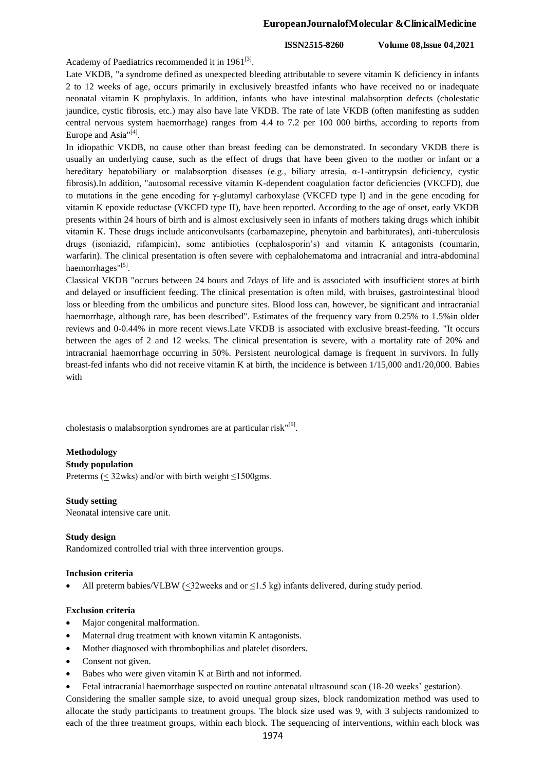Academy of Paediatrics recommended it in 1961[3].

Late VKDB, "a syndrome defined as unexpected bleeding attributable to severe vitamin K deficiency in infants 2 to 12 weeks of age, occurs primarily in exclusively breastfed infants who have received no or inadequate neonatal vitamin K prophylaxis. In addition, infants who have intestinal malabsorption defects (cholestatic jaundice, cystic fibrosis, etc.) may also have late VKDB. The rate of late VKDB (often manifesting as sudden central nervous system haemorrhage) ranges from 4.4 to 7.2 per 100 000 births, according to reports from Europe and Asia"[4].

In idiopathic VKDB, no cause other than breast feeding can be demonstrated. In secondary VKDB there is usually an underlying cause, such as the effect of drugs that have been given to the mother or infant or a hereditary hepatobiliary or malabsorption diseases (e.g., biliary atresia, α-1-antitrypsin deficiency, cystic fibrosis).In addition, "autosomal recessive vitamin K-dependent coagulation factor deficiencies (VKCFD), due to mutations in the gene encoding for γ-glutamyl carboxylase (VKCFD type I) and in the gene encoding for vitamin K epoxide reductase (VKCFD type II), have been reported. According to the age of onset, early VKDB presents within 24 hours of birth and is almost exclusively seen in infants of mothers taking drugs which inhibit vitamin K. These drugs include anticonvulsants (carbamazepine, phenytoin and barbiturates), anti-tuberculosis drugs (isoniazid, rifampicin), some antibiotics (cephalosporin's) and vitamin K antagonists (coumarin, warfarin). The clinical presentation is often severe with cephalohematoma and intracranial and intra-abdominal haemorrhages"[5].

Classical VKDB "occurs between 24 hours and 7days of life and is associated with insufficient stores at birth and delayed or insufficient feeding. The clinical presentation is often mild, with bruises, gastrointestinal blood loss or bleeding from the umbilicus and puncture sites. Blood loss can, however, be significant and intracranial haemorrhage, although rare, has been described". Estimates of the frequency vary from 0.25% to 1.5%in older reviews and 0-0.44% in more recent views.Late VKDB is associated with exclusive breast-feeding. "It occurs between the ages of 2 and 12 weeks. The clinical presentation is severe, with a mortality rate of 20% and intracranial haemorrhage occurring in 50%. Persistent neurological damage is frequent in survivors. In fully breast-fed infants who did not receive vitamin K at birth, the incidence is between 1/15,000 and1/20,000. Babies with cholestasis o malabsorption syndromes are at particular risk"[6].

## Methodology

### Study population

Preterms (≤ 32wks) and/or with birth weight ≤1500gms.

### Study setting

Neonatal intensive care unit.

### Study design

Randomized controlled trial with three intervention groups.

### Inclusion criteria

- All preterm babies/VLBW (≤32weeks and or ≤1.5 kg) infants delivered, during study period.

### Exclusion criteria

- Major congenital malformation.
- Maternal drug treatment with known vitamin K antagonists.
- Mother diagnosed with thrombophilias and platelet disorders.
- Consent not given.
- Babes who were given vitamin K at Birth and not informed.
- Fetal intracranial haemorrhage suspected on routine antenatal ultrasound scan (18-20 weeks' gestation).

Considering the smaller sample size, to avoid unequal group sizes, block randomization method was used to allocate the study participants to treatment groups. The block size used was 9, with 3 subjects randomized to each of the three treatment groups, within each block. The sequencing of interventions, within each block was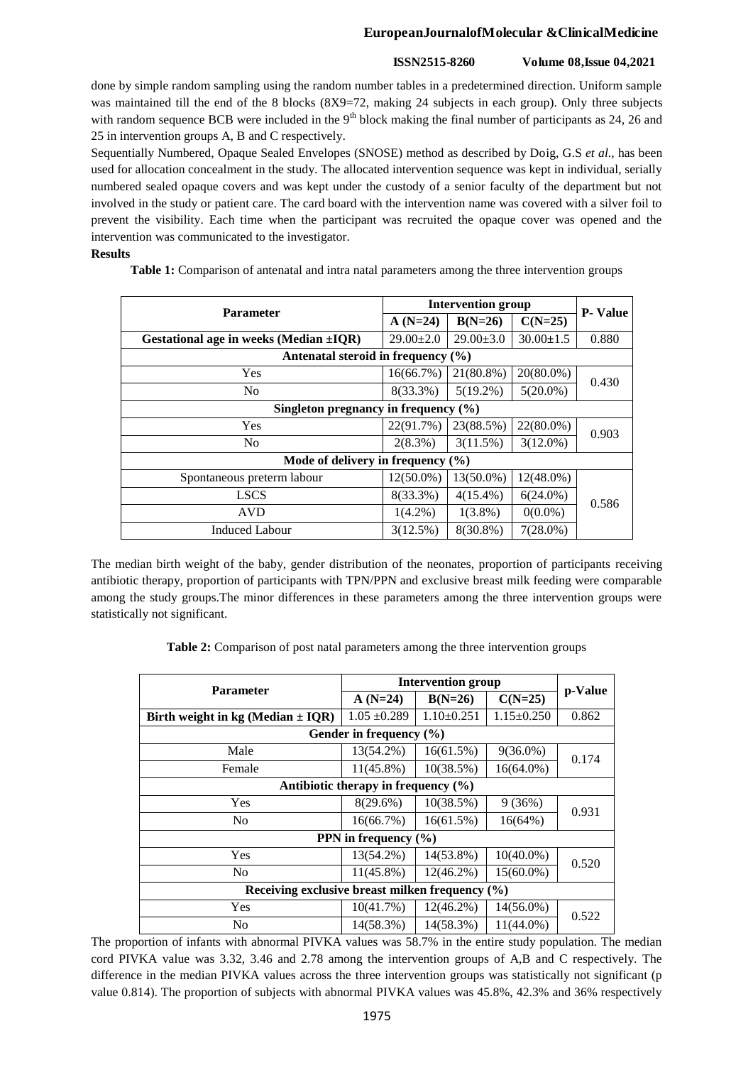done by simple random sampling using the random number tables in a predetermined direction. Uniform sample was maintained till the end of the 8 blocks (8X9=72, making 24 subjects in each group). Only three subjects with random sequence BCB were included in the 9th block making the final number of participants as 24, 26 and 25 in intervention groups A, B and C respectively.

Sequentially Numbered, Opaque Sealed Envelopes (SNOSE) method as described by Doig, G.S *et al*., has been used for allocation concealment in the study. The allocated intervention sequence was kept in individual, serially numbered sealed opaque covers and was kept under the custody of a senior faculty of the department but not involved in the study or patient care. The card board with the intervention name was covered with a silver foil to prevent the visibility. Each time when the participant was recruited the opaque cover was opened and the intervention was communicated to the investigator.

**Results**

**Table 1:** Comparison of antenatal and intra natal parameters among the three intervention groups

| Parameter | Intervention group | | | P- Value |
|---|---|---|---|---|
| | A (N=24) | B(N=26) | C(N=25) | |
| **Gestational age in weeks (Median ±IQR)** | 29.00±2.0 | 29.00±3.0 | 30.00±1.5 | 0.880 |
| **Antenatal steroid in frequency (%)** | | | | |
| Yes | 16(66.7%) | 21(80.8%) | 20(80.0%) | 0.430 |
| No | 8(33.3%) | 5(19.2%) | 5(20.0%) | |
| **Singleton pregnancy in frequency (%)** | | | | |
| Yes | 22(91.7%) | 23(88.5%) | 22(80.0%) | 0.903 |
| No | 2(8.3%) | 3(11.5%) | 3(12.0%) | |
| **Mode of delivery in frequency (%)** | | | | |
| Spontaneous preterm labour | 12(50.0%) | 13(50.0%) | 12(48.0%) | 0.586 |
| LSCS | 8(33.3%) | 4(15.4%) | 6(24.0%) | |
| AVD | 1(4.2%) | 1(3.8%) | 0(0.0%) | |
| Induced Labour | 3(12.5%) | 8(30.8%) | 7(28.0%) | |

The median birth weight of the baby, gender distribution of the neonates, proportion of participants receiving antibiotic therapy, proportion of participants with TPN/PPN and exclusive breast milk feeding were comparable among the study groups.The minor differences in these parameters among the three intervention groups were statistically not significant.

**Table 2:** Comparison of post natal parameters among the three intervention groups

| Parameter | Intervention group | | | p-Value |
|---|---|---|---|---|
| | A (N=24) | B(N=26) | C(N=25) | |
| **Birth weight in kg (Median ± IQR)** | 1.05 ±0.289 | 1.10±0.251 | 1.15±0.250 | 0.862 |
| **Gender in frequency (%)** | | | | |
| Male | 13(54.2%) | 16(61.5%) | 9(36.0%) | 0.174 |
| Female | 11(45.8%) | 10(38.5%) | 16(64.0%) | |
| **Antibiotic therapy in frequency (%)** | | | | |
| Yes | 8(29.6%) | 10(38.5%) | 9 (36%) | 0.931 |
| No | 16(66.7%) | 16(61.5%) | 16(64%) | |
| **PPN in frequency (%)** | | | | |
| Yes | 13(54.2%) | 14(53.8%) | 10(40.0%) | 0.520 |
| No | 11(45.8%) | 12(46.2%) | 15(60.0%) | |
| **Receiving exclusive breast milken frequency (%)** | | | | |
| Yes | 10(41.7%) | 12(46.2%) | 14(56.0%) | 0.522 |
| No | 14(58.3%) | 14(58.3%) | 11(44.0%) | |

The proportion of infants with abnormal PIVKA values was 58.7% in the entire study population. The median cord PIVKA value was 3.32, 3.46 and 2.78 among the intervention groups of A,B and C respectively. The difference in the median PIVKA values across the three intervention groups was statistically not significant (p value 0.814). The proportion of subjects with abnormal PIVKA values was 45.8%, 42.3% and 36% respectively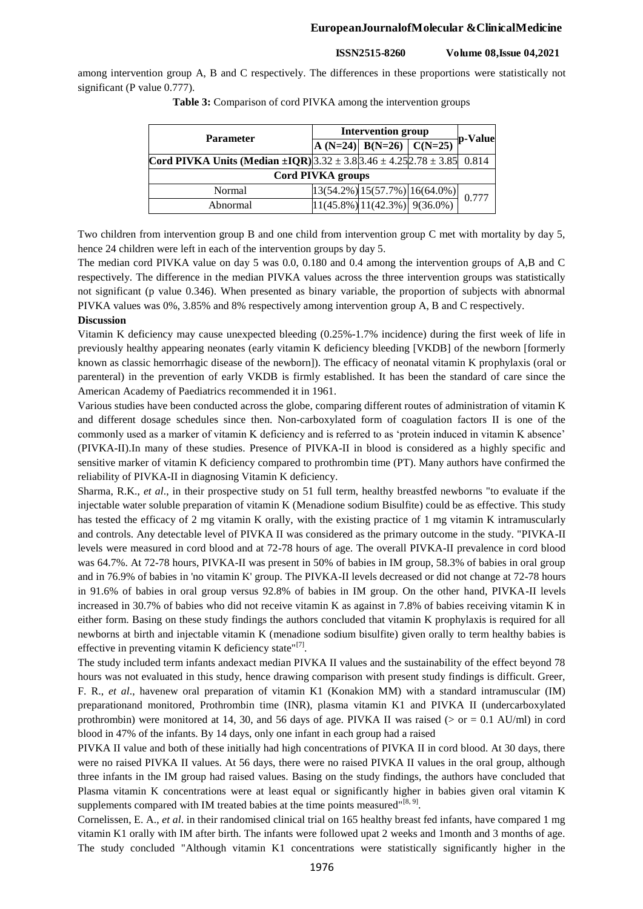among intervention group A, B and C respectively. The differences in these proportions were statistically not significant (P value 0.777).

**Table 3:** Comparison of cord PIVKA among the intervention groups

| Parameter | Intervention group | | | p-Value |
|---|---|---|---|---|
| | A (N=24) | B(N=26) | C(N=25) | |
| **Cord PIVKA Units (Median ±IQR)** | 3.32 ± 3.8 | 3.46 ± 4.25 | 2.78 ± 3.85 | 0.814 |
| **Cord PIVKA groups** | | | | |
| Normal | 13(54.2%) | 15(57.7%) | 16(64.0%) | 0.777 |
| Abnormal | 11(45.8%) | 11(42.3%) | 9(36.0%) | |

Two children from intervention group B and one child from intervention group C met with mortality by day 5, hence 24 children were left in each of the intervention groups by day 5.

The median cord PIVKA value on day 5 was 0.0, 0.180 and 0.4 among the intervention groups of A,B and C respectively. The difference in the median PIVKA values across the three intervention groups was statistically not significant (p value 0.346). When presented as binary variable, the proportion of subjects with abnormal PIVKA values was 0%, 3.85% and 8% respectively among intervention group A, B and C respectively.

**Discussion**

Vitamin K deficiency may cause unexpected bleeding (0.25%-1.7% incidence) during the first week of life in previously healthy appearing neonates (early vitamin K deficiency bleeding [VKDB] of the newborn [formerly known as classic hemorrhagic disease of the newborn]). The efficacy of neonatal vitamin K prophylaxis (oral or parenteral) in the prevention of early VKDB is firmly established. It has been the standard of care since the American Academy of Paediatrics recommended it in 1961.

Various studies have been conducted across the globe, comparing different routes of administration of vitamin K and different dosage schedules since then. Non-carboxylated form of coagulation factors II is one of the commonly used as a marker of vitamin K deficiency and is referred to as 'protein induced in vitamin K absence' (PIVKA-II).In many of these studies. Presence of PIVKA-II in blood is considered as a highly specific and sensitive marker of vitamin K deficiency compared to prothrombin time (PT). Many authors have confirmed the reliability of PIVKA-II in diagnosing Vitamin K deficiency.

Sharma, R.K., *et al*., in their prospective study on 51 full term, healthy breastfed newborns "to evaluate if the injectable water soluble preparation of vitamin K (Menadione sodium Bisulfite) could be as effective. This study has tested the efficacy of 2 mg vitamin K orally, with the existing practice of 1 mg vitamin K intramuscularly and controls. Any detectable level of PIVKA II was considered as the primary outcome in the study. "PIVKA-II levels were measured in cord blood and at 72-78 hours of age. The overall PIVKA-II prevalence in cord blood was 64.7%. At 72-78 hours, PIVKA-II was present in 50% of babies in IM group, 58.3% of babies in oral group and in 76.9% of babies in 'no vitamin K' group. The PIVKA-II levels decreased or did not change at 72-78 hours in 91.6% of babies in oral group versus 92.8% of babies in IM group. On the other hand, PIVKA-II levels increased in 30.7% of babies who did not receive vitamin K as against in 7.8% of babies receiving vitamin K in either form. Basing on these study findings the authors concluded that vitamin K prophylaxis is required for all newborns at birth and injectable vitamin K (menadione sodium bisulfite) given orally to term healthy babies is effective in preventing vitamin K deficiency state"[7].

The study included term infants andexact median PIVKA II values and the sustainability of the effect beyond 78 hours was not evaluated in this study, hence drawing comparison with present study findings is difficult. Greer, F. R., *et al*., havenew oral preparation of vitamin K1 (Konakion MM) with a standard intramuscular (IM) preparationand monitored, Prothrombin time (INR), plasma vitamin K1 and PIVKA II (undercarboxylated prothrombin) were monitored at 14, 30, and 56 days of age. PIVKA II was raised (> or = 0.1 AU/ml) in cord blood in 47% of the infants. By 14 days, only one infant in each group had a raised

PIVKA II value and both of these initially had high concentrations of PIVKA II in cord blood. At 30 days, there were no raised PIVKA II values. At 56 days, there were no raised PIVKA II values in the oral group, although three infants in the IM group had raised values. Basing on the study findings, the authors have concluded that Plasma vitamin K concentrations were at least equal or significantly higher in babies given oral vitamin K supplements compared with IM treated babies at the time points measured"[8, 9].

Cornelissen, E. A., *et al*. in their randomised clinical trial on 165 healthy breast fed infants, have compared 1 mg vitamin K1 orally with IM after birth. The infants were followed upat 2 weeks and 1month and 3 months of age. The study concluded "Although vitamin K1 concentrations were statistically significantly higher in the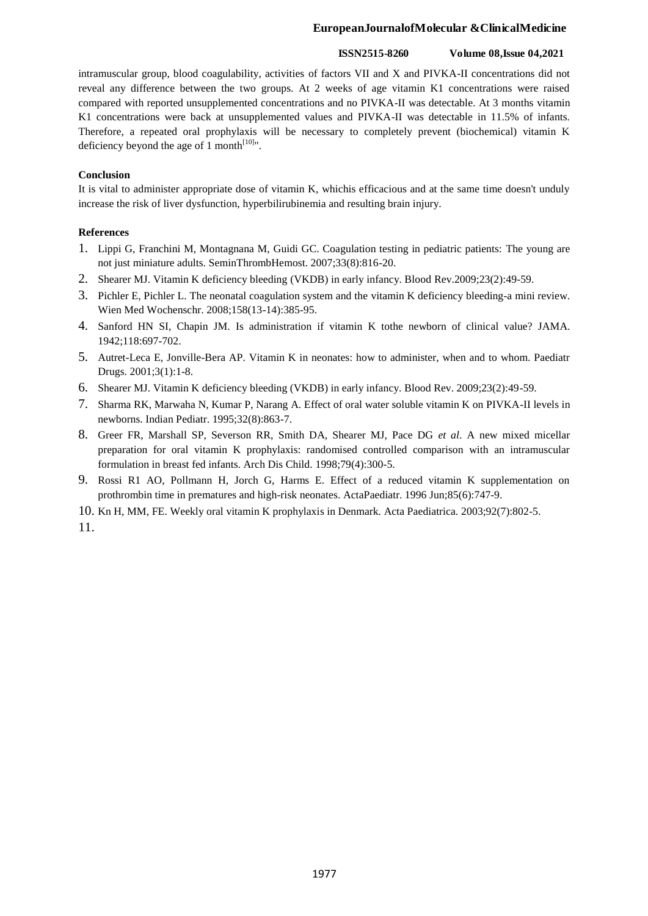intramuscular group, blood coagulability, activities of factors VII and X and PIVKA-II concentrations did not reveal any difference between the two groups. At 2 weeks of age vitamin K1 concentrations were raised compared with reported unsupplemented concentrations and no PIVKA-II was detectable. At 3 months vitamin K1 concentrations were back at unsupplemented values and PIVKA-II was detectable in 11.5% of infants. Therefore, a repeated oral prophylaxis will be necessary to completely prevent (biochemical) vitamin K deficiency beyond the age of 1 month[10]".

**Conclusion**

It is vital to administer appropriate dose of vitamin K, whichis efficacious and at the same time doesn't unduly increase the risk of liver dysfunction, hyperbilirubinemia and resulting brain injury.

**References**

1. Lippi G, Franchini M, Montagnana M, Guidi GC. Coagulation testing in pediatric patients: The young are not just miniature adults. SeminThrombHemost. 2007;33(8):816-20.
2. Shearer MJ. Vitamin K deficiency bleeding (VKDB) in early infancy. Blood Rev.2009;23(2):49-59.
3. Pichler E, Pichler L. The neonatal coagulation system and the vitamin K deficiency bleeding-a mini review. Wien Med Wochenschr. 2008;158(13-14):385-95.
4. Sanford HN SI, Chapin JM. Is administration if vitamin K tothe newborn of clinical value? JAMA. 1942;118:697-702.
5. Autret-Leca E, Jonville-Bera AP. Vitamin K in neonates: how to administer, when and to whom. Paediatr Drugs. 2001;3(1):1-8.
6. Shearer MJ. Vitamin K deficiency bleeding (VKDB) in early infancy. Blood Rev. 2009;23(2):49-59.
7. Sharma RK, Marwaha N, Kumar P, Narang A. Effect of oral water soluble vitamin K on PIVKA-II levels in newborns. Indian Pediatr. 1995;32(8):863-7.
8. Greer FR, Marshall SP, Severson RR, Smith DA, Shearer MJ, Pace DG *et al*. A new mixed micellar preparation for oral vitamin K prophylaxis: randomised controlled comparison with an intramuscular formulation in breast fed infants. Arch Dis Child. 1998;79(4):300-5.
9. Rossi R1 AO, Pollmann H, Jorch G, Harms E. Effect of a reduced vitamin K supplementation on prothrombin time in prematures and high-risk neonates. ActaPaediatr. 1996 Jun;85(6):747-9.
10. Kn H, MM, FE. Weekly oral vitamin K prophylaxis in Denmark. Acta Paediatrica. 2003;92(7):802-5.
11.